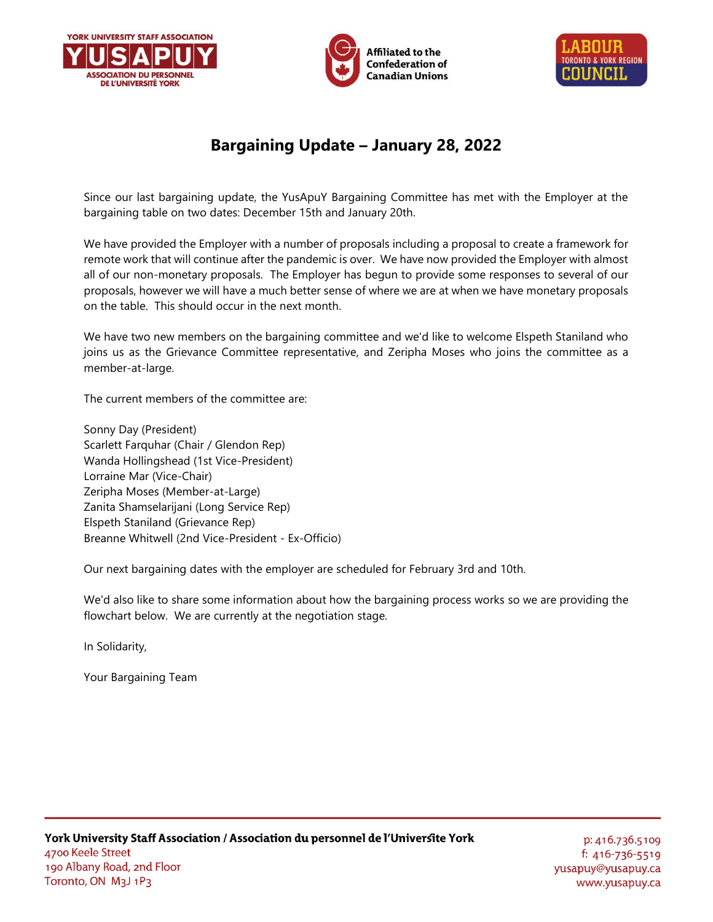# Bargaining Update – January 28, 2022

Since our last bargaining update, the YusApuY Bargaining Committee has met with the Employer at the bargaining table on two dates: December 15th and January 20th.

We have provided the Employer with a number of proposals including a proposal to create a framework for remote work that will continue after the pandemic is over. We have now provided the Employer with almost all of our non-monetary proposals. The Employer has begun to provide some responses to several of our proposals, however we will have a much better sense of where we are at when we have monetary proposals on the table. This should occur in the next month.

We have two new members on the bargaining committee and we'd like to welcome Elspeth Staniland who joins us as the Grievance Committee representative, and Zeripha Moses who joins the committee as a member-at-large.

The current members of the committee are:

Sonny Day (President)
Scarlett Farquhar (Chair / Glendon Rep)
Wanda Hollingshead (1st Vice-President)
Lorraine Mar (Vice-Chair)
Zeripha Moses (Member-at-Large)
Zanita Shamselarijani (Long Service Rep)
Elspeth Staniland (Grievance Rep)
Breanne Whitwell (2nd Vice-President - Ex-Officio)

Our next bargaining dates with the employer are scheduled for February 3rd and 10th.

We'd also like to share some information about how the bargaining process works so we are providing the flowchart below. We are currently at the negotiation stage.

In Solidarity,

Your Bargaining Team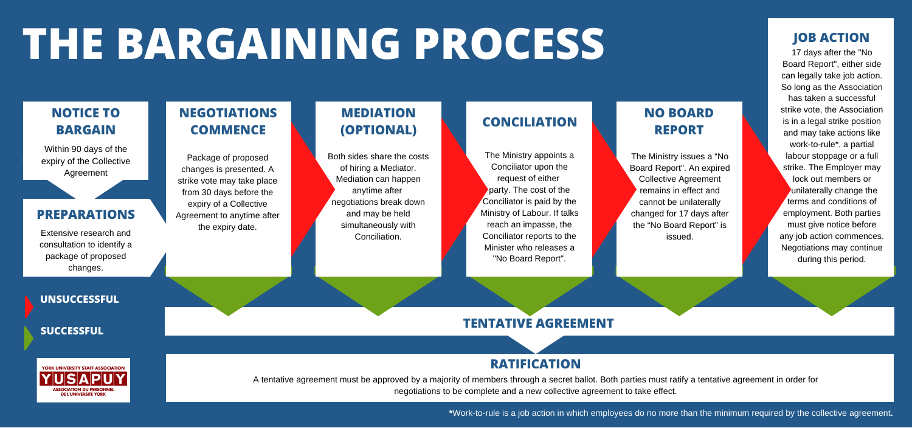# THE BARGAINING PROCESS

## NOTICE TO BARGAIN

Within 90 days of the expiry of the Collective Agreement

## PREPARATIONS

Extensive research and consultation to identify a package of proposed changes.

## NEGOTIATIONS COMMENCE

Package of proposed changes is presented. A strike vote may take place from 30 days before the expiry of a Collective Agreement to anytime after the expiry date.

## MEDIATION (OPTIONAL)

Both sides share the costs of hiring a Mediator. Mediation can happen anytime after negotiations break down and may be held simultaneously with Conciliation.

## CONCILIATION

The Ministry appoints a Conciliator upon the request of either party. The cost of the Conciliator is paid by the Ministry of Labour. If talks reach an impasse, the Conciliator reports to the Minister who releases a "No Board Report".

## NO BOARD REPORT

The Ministry issues a "No Board Report". An expired Collective Agreement remains in effect and cannot be unilaterally changed for 17 days after the "No Board Report" is issued.

## JOB ACTION

17 days after the "No Board Report", either side can legally take job action. So long as the Association has taken a successful strike vote, the Association is in a legal strike position and may take actions like work-to-rule*, a partial labour stoppage or a full strike. The Employer may lock out members or unilaterally change the terms and conditions of employment. Both parties must give notice before any job action commences. Negotiations may continue during this period.

**UNSUCCESSFUL**

**SUCCESSFUL**

## TENTATIVE AGREEMENT

## RATIFICATION

A tentative agreement must be approved by a majority of members through a secret ballot. Both parties must ratify a tentative agreement in order for negotiations to be complete and a new collective agreement to take effect.

YORK UNIVERSITY STAFF ASSOCIATION
YUSAPUY
ASSOCIATION DU PERSONNEL DE L'UNIVERSITÉ YORK

**\***Work-to-rule is a job action in which employees do no more than the minimum required by the collective agreement.